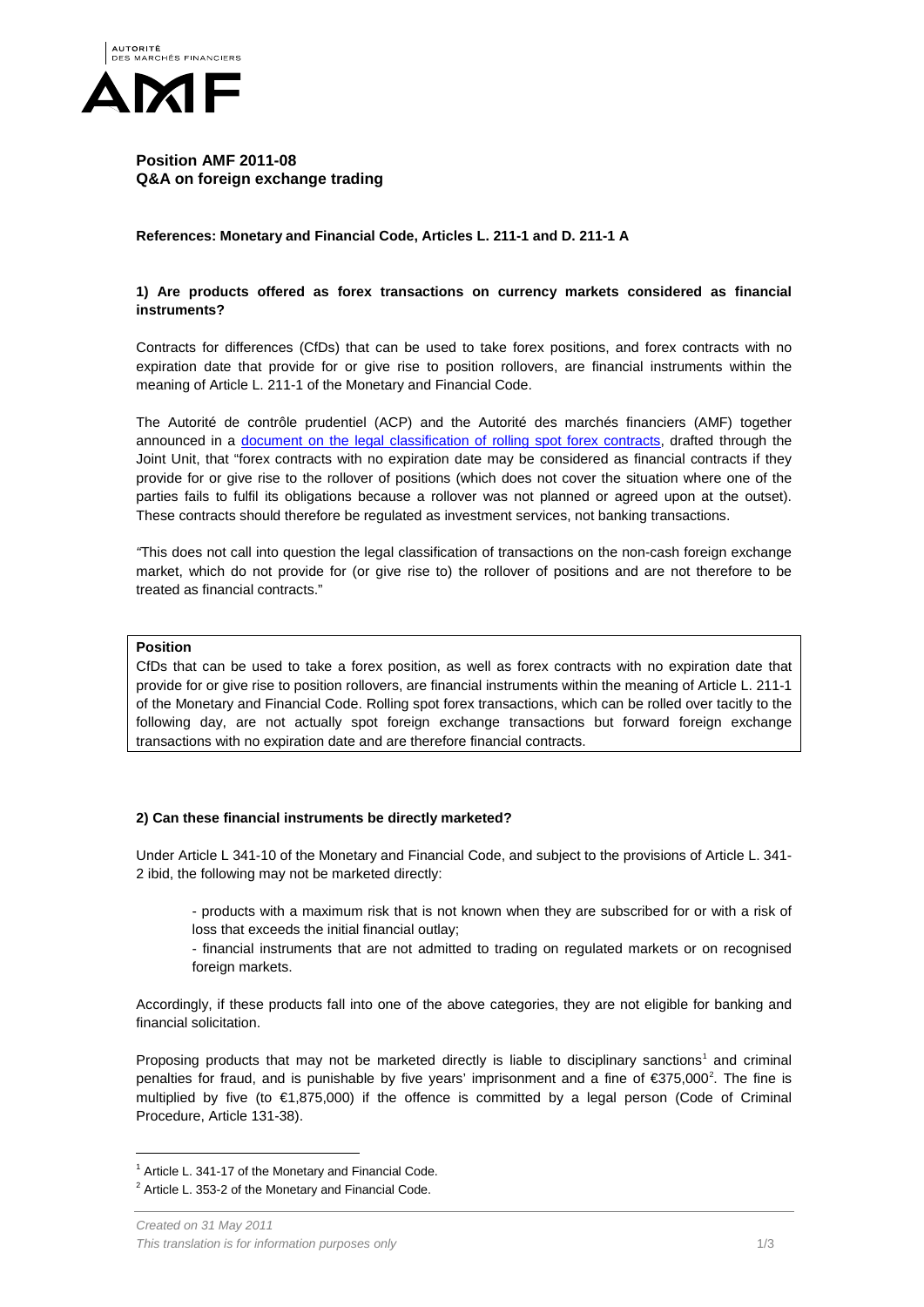**Position AMF 2011-08**
**Q&A on foreign exchange trading**

**References: Monetary and Financial Code, Articles L. 211-1 and D. 211-1 A**

**1) Are products offered as forex transactions on currency markets considered as financial instruments?**

Contracts for differences (CfDs) that can be used to take forex positions, and forex contracts with no expiration date that provide for or give rise to position rollovers, are financial instruments within the meaning of Article L. 211-1 of the Monetary and Financial Code.

The Autorité de contrôle prudentiel (ACP) and the Autorité des marchés financiers (AMF) together announced in a document on the legal classification of rolling spot forex contracts, drafted through the Joint Unit, that "forex contracts with no expiration date may be considered as financial contracts if they provide for or give rise to the rollover of positions (which does not cover the situation where one of the parties fails to fulfil its obligations because a rollover was not planned or agreed upon at the outset). These contracts should therefore be regulated as investment services, not banking transactions.

*"*This does not call into question the legal classification of transactions on the non-cash foreign exchange market, which do not provide for (or give rise to) the rollover of positions and are not therefore to be treated as financial contracts."

**Position**

CfDs that can be used to take a forex position, as well as forex contracts with no expiration date that provide for or give rise to position rollovers, are financial instruments within the meaning of Article L. 211-1 of the Monetary and Financial Code. Rolling spot forex transactions, which can be rolled over tacitly to the following day, are not actually spot foreign exchange transactions but forward foreign exchange transactions with no expiration date and are therefore financial contracts.

**2) Can these financial instruments be directly marketed?**

Under Article L 341-10 of the Monetary and Financial Code, and subject to the provisions of Article L. 341-2 ibid, the following may not be marketed directly:

- products with a maximum risk that is not known when they are subscribed for or with a risk of loss that exceeds the initial financial outlay;
- financial instruments that are not admitted to trading on regulated markets or on recognised foreign markets.

Accordingly, if these products fall into one of the above categories, they are not eligible for banking and financial solicitation.

Proposing products that may not be marketed directly is liable to disciplinary sanctions[1] and criminal penalties for fraud, and is punishable by five years' imprisonment and a fine of €375,000[2]. The fine is multiplied by five (to €1,875,000) if the offence is committed by a legal person (Code of Criminal Procedure, Article 131-38).

[1] Article L. 341-17 of the Monetary and Financial Code.

[2] Article L. 353-2 of the Monetary and Financial Code.

*Created on 31 May 2011*
*This translation is for information purposes only*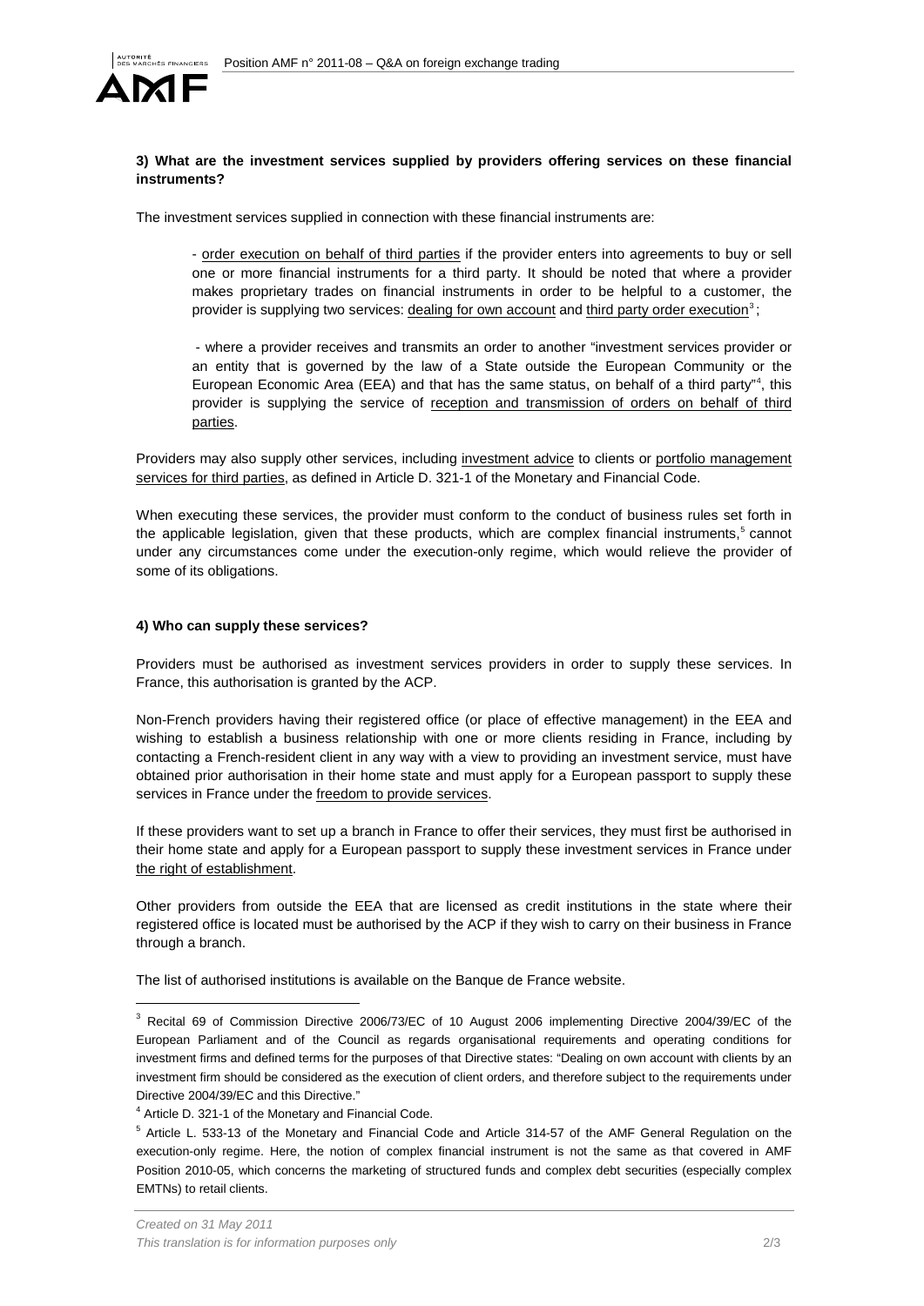**3) What are the investment services supplied by providers offering services on these financial instruments?**

The investment services supplied in connection with these financial instruments are:

- order execution on behalf of third parties if the provider enters into agreements to buy or sell one or more financial instruments for a third party. It should be noted that where a provider makes proprietary trades on financial instruments in order to be helpful to a customer, the provider is supplying two services: dealing for own account and third party order execution[3];

- where a provider receives and transmits an order to another "investment services provider or an entity that is governed by the law of a State outside the European Community or the European Economic Area (EEA) and that has the same status, on behalf of a third party"[4], this provider is supplying the service of reception and transmission of orders on behalf of third parties.

Providers may also supply other services, including investment advice to clients or portfolio management services for third parties, as defined in Article D. 321-1 of the Monetary and Financial Code.

When executing these services, the provider must conform to the conduct of business rules set forth in the applicable legislation, given that these products, which are complex financial instruments,[5] cannot under any circumstances come under the execution-only regime, which would relieve the provider of some of its obligations.

**4) Who can supply these services?**

Providers must be authorised as investment services providers in order to supply these services. In France, this authorisation is granted by the ACP.

Non-French providers having their registered office (or place of effective management) in the EEA and wishing to establish a business relationship with one or more clients residing in France, including by contacting a French-resident client in any way with a view to providing an investment service, must have obtained prior authorisation in their home state and must apply for a European passport to supply these services in France under the freedom to provide services.

If these providers want to set up a branch in France to offer their services, they must first be authorised in their home state and apply for a European passport to supply these investment services in France under the right of establishment.

Other providers from outside the EEA that are licensed as credit institutions in the state where their registered office is located must be authorised by the ACP if they wish to carry on their business in France through a branch.

The list of authorised institutions is available on the Banque de France website.

---

[3] Recital 69 of Commission Directive 2006/73/EC of 10 August 2006 implementing Directive 2004/39/EC of the European Parliament and of the Council as regards organisational requirements and operating conditions for investment firms and defined terms for the purposes of that Directive states: "Dealing on own account with clients by an investment firm should be considered as the execution of client orders, and therefore subject to the requirements under Directive 2004/39/EC and this Directive."

[4] Article D. 321-1 of the Monetary and Financial Code.

[5] Article L. 533-13 of the Monetary and Financial Code and Article 314-57 of the AMF General Regulation on the execution-only regime. Here, the notion of complex financial instrument is not the same as that covered in AMF Position 2010-05, which concerns the marketing of structured funds and complex debt securities (especially complex EMTNs) to retail clients.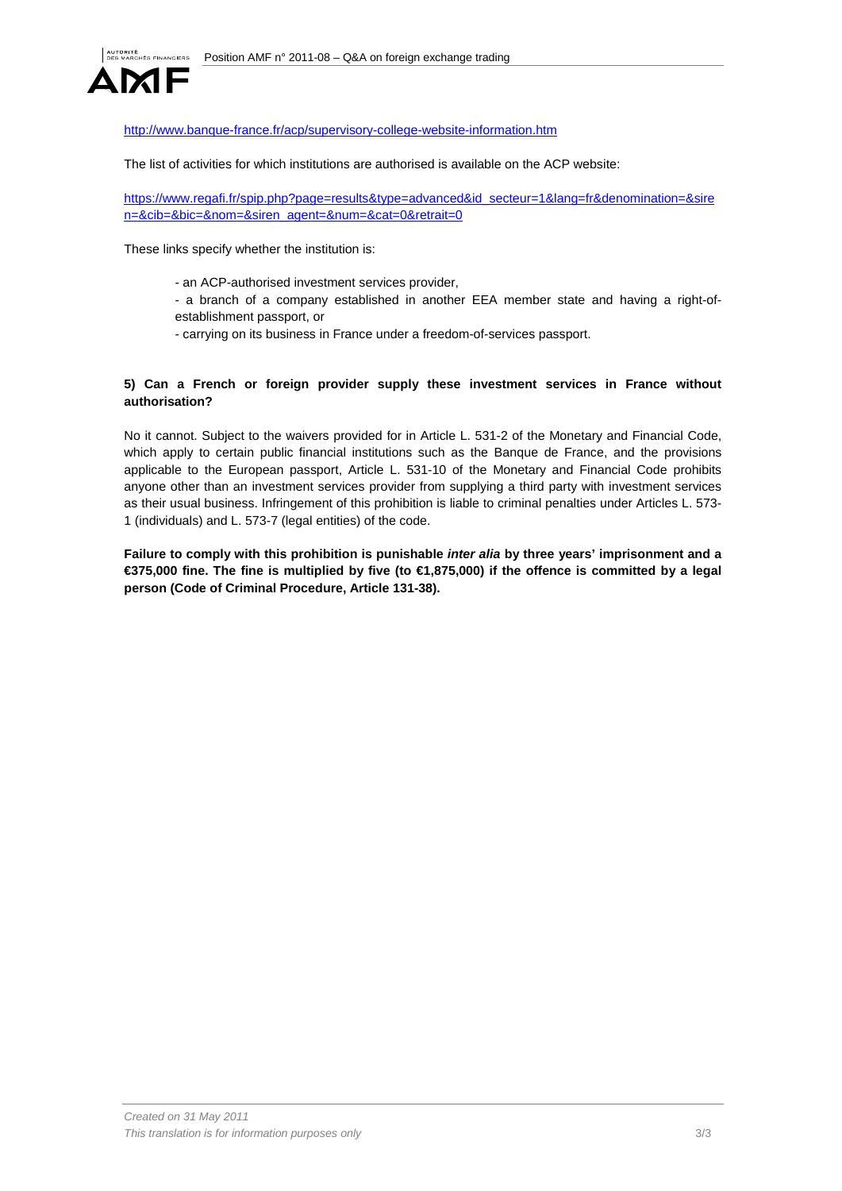http://www.banque-france.fr/acp/supervisory-college-website-information.htm

The list of activities for which institutions are authorised is available on the ACP website:

https://www.regafi.fr/spip.php?page=results&type=advanced&id_secteur=1&lang=fr&denomination=&siren=&cib=&bic=&nom=&siren_agent=&num=&cat=0&retrait=0

These links specify whether the institution is:

- an ACP-authorised investment services provider,
- a branch of a company established in another EEA member state and having a right-of-establishment passport, or
- carrying on its business in France under a freedom-of-services passport.

**5) Can a French or foreign provider supply these investment services in France without authorisation?**

No it cannot. Subject to the waivers provided for in Article L. 531-2 of the Monetary and Financial Code, which apply to certain public financial institutions such as the Banque de France, and the provisions applicable to the European passport, Article L. 531-10 of the Monetary and Financial Code prohibits anyone other than an investment services provider from supplying a third party with investment services as their usual business. Infringement of this prohibition is liable to criminal penalties under Articles L. 573-1 (individuals) and L. 573-7 (legal entities) of the code.

**Failure to comply with this prohibition is punishable *inter alia* by three years' imprisonment and a €375,000 fine. The fine is multiplied by five (to €1,875,000) if the offence is committed by a legal person (Code of Criminal Procedure, Article 131-38).**

*Created on 31 May 2011*
*This translation is for information purposes only*